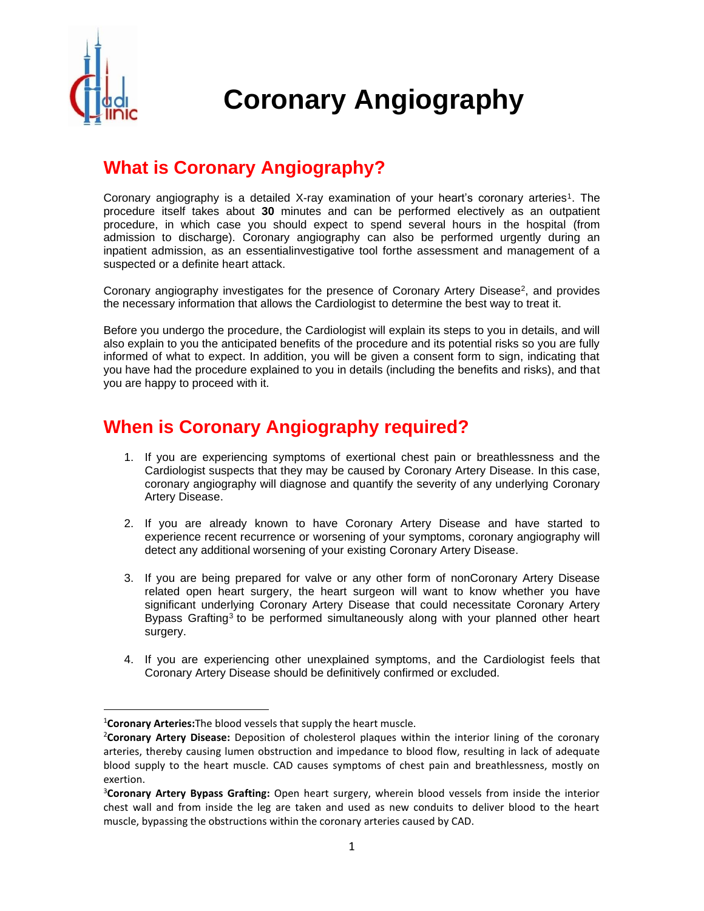# Coronary Angiography

## What is Coronary Angiography?

Coronary angiography is a detailed X-ray examination of your heart's coronary arteries[1]. The procedure itself takes about **30** minutes and can be performed electively as an outpatient procedure, in which case you should expect to spend several hours in the hospital (from admission to discharge). Coronary angiography can also be performed urgently during an inpatient admission, as an essentialinvestigative tool forthe assessment and management of a suspected or a definite heart attack.

Coronary angiography investigates for the presence of Coronary Artery Disease[2], and provides the necessary information that allows the Cardiologist to determine the best way to treat it.

Before you undergo the procedure, the Cardiologist will explain its steps to you in details, and will also explain to you the anticipated benefits of the procedure and its potential risks so you are fully informed of what to expect. In addition, you will be given a consent form to sign, indicating that you have had the procedure explained to you in details (including the benefits and risks), and that you are happy to proceed with it.

## When is Coronary Angiography required?

1. If you are experiencing symptoms of exertional chest pain or breathlessness and the Cardiologist suspects that they may be caused by Coronary Artery Disease. In this case, coronary angiography will diagnose and quantify the severity of any underlying Coronary Artery Disease.

2. If you are already known to have Coronary Artery Disease and have started to experience recent recurrence or worsening of your symptoms, coronary angiography will detect any additional worsening of your existing Coronary Artery Disease.

3. If you are being prepared for valve or any other form of nonCoronary Artery Disease related open heart surgery, the heart surgeon will want to know whether you have significant underlying Coronary Artery Disease that could necessitate Coronary Artery Bypass Grafting[3] to be performed simultaneously along with your planned other heart surgery.

4. If you are experiencing other unexplained symptoms, and the Cardiologist feels that Coronary Artery Disease should be definitively confirmed or excluded.

---

[1]**Coronary Arteries:**The blood vessels that supply the heart muscle.

[2]**Coronary Artery Disease:** Deposition of cholesterol plaques within the interior lining of the coronary arteries, thereby causing lumen obstruction and impedance to blood flow, resulting in lack of adequate blood supply to the heart muscle. CAD causes symptoms of chest pain and breathlessness, mostly on exertion.

[3]**Coronary Artery Bypass Grafting:** Open heart surgery, wherein blood vessels from inside the interior chest wall and from inside the leg are taken and used as new conduits to deliver blood to the heart muscle, bypassing the obstructions within the coronary arteries caused by CAD.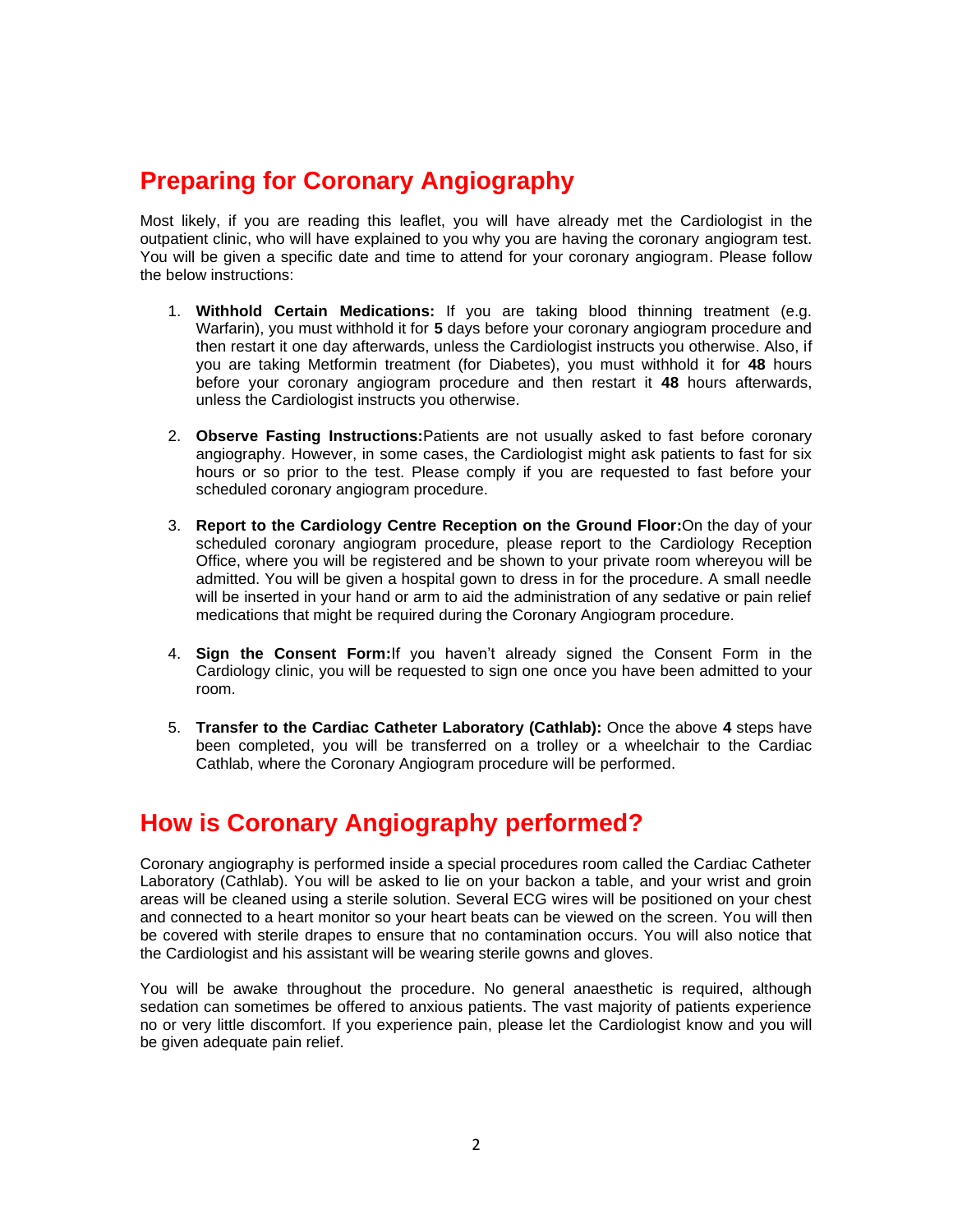## Preparing for Coronary Angiography

Most likely, if you are reading this leaflet, you will have already met the Cardiologist in the outpatient clinic, who will have explained to you why you are having the coronary angiogram test. You will be given a specific date and time to attend for your coronary angiogram. Please follow the below instructions:

1. **Withhold Certain Medications:** If you are taking blood thinning treatment (e.g. Warfarin), you must withhold it for **5** days before your coronary angiogram procedure and then restart it one day afterwards, unless the Cardiologist instructs you otherwise. Also, if you are taking Metformin treatment (for Diabetes), you must withhold it for **48** hours before your coronary angiogram procedure and then restart it **48** hours afterwards, unless the Cardiologist instructs you otherwise.

2. **Observe Fasting Instructions:**Patients are not usually asked to fast before coronary angiography. However, in some cases, the Cardiologist might ask patients to fast for six hours or so prior to the test. Please comply if you are requested to fast before your scheduled coronary angiogram procedure.

3. **Report to the Cardiology Centre Reception on the Ground Floor:**On the day of your scheduled coronary angiogram procedure, please report to the Cardiology Reception Office, where you will be registered and be shown to your private room whereyou will be admitted. You will be given a hospital gown to dress in for the procedure. A small needle will be inserted in your hand or arm to aid the administration of any sedative or pain relief medications that might be required during the Coronary Angiogram procedure.

4. **Sign the Consent Form:**If you haven't already signed the Consent Form in the Cardiology clinic, you will be requested to sign one once you have been admitted to your room.

5. **Transfer to the Cardiac Catheter Laboratory (Cathlab):** Once the above **4** steps have been completed, you will be transferred on a trolley or a wheelchair to the Cardiac Cathlab, where the Coronary Angiogram procedure will be performed.

## How is Coronary Angiography performed?

Coronary angiography is performed inside a special procedures room called the Cardiac Catheter Laboratory (Cathlab). You will be asked to lie on your backon a table, and your wrist and groin areas will be cleaned using a sterile solution. Several ECG wires will be positioned on your chest and connected to a heart monitor so your heart beats can be viewed on the screen. You will then be covered with sterile drapes to ensure that no contamination occurs. You will also notice that the Cardiologist and his assistant will be wearing sterile gowns and gloves.

You will be awake throughout the procedure. No general anaesthetic is required, although sedation can sometimes be offered to anxious patients. The vast majority of patients experience no or very little discomfort. If you experience pain, please let the Cardiologist know and you will be given adequate pain relief.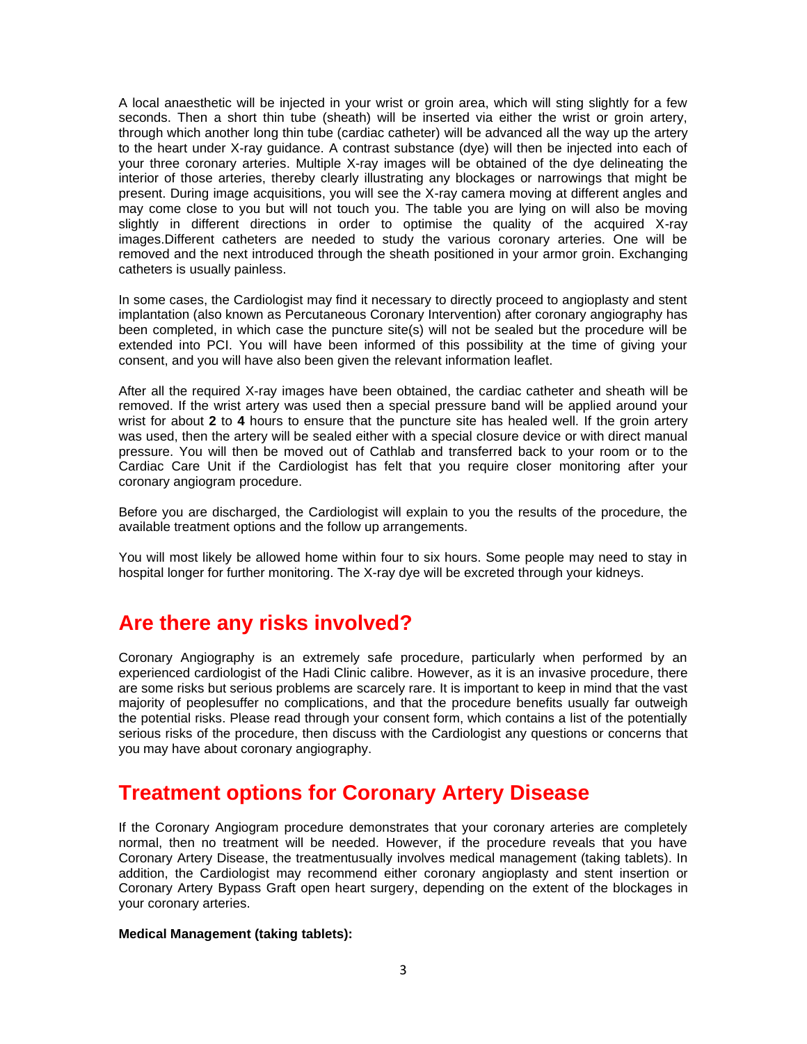A local anaesthetic will be injected in your wrist or groin area, which will sting slightly for a few seconds. Then a short thin tube (sheath) will be inserted via either the wrist or groin artery, through which another long thin tube (cardiac catheter) will be advanced all the way up the artery to the heart under X-ray guidance. A contrast substance (dye) will then be injected into each of your three coronary arteries. Multiple X-ray images will be obtained of the dye delineating the interior of those arteries, thereby clearly illustrating any blockages or narrowings that might be present. During image acquisitions, you will see the X-ray camera moving at different angles and may come close to you but will not touch you. The table you are lying on will also be moving slightly in different directions in order to optimise the quality of the acquired X-ray images.Different catheters are needed to study the various coronary arteries. One will be removed and the next introduced through the sheath positioned in your armor groin. Exchanging catheters is usually painless.

In some cases, the Cardiologist may find it necessary to directly proceed to angioplasty and stent implantation (also known as Percutaneous Coronary Intervention) after coronary angiography has been completed, in which case the puncture site(s) will not be sealed but the procedure will be extended into PCI. You will have been informed of this possibility at the time of giving your consent, and you will have also been given the relevant information leaflet.

After all the required X-ray images have been obtained, the cardiac catheter and sheath will be removed. If the wrist artery was used then a special pressure band will be applied around your wrist for about **2** to **4** hours to ensure that the puncture site has healed well. If the groin artery was used, then the artery will be sealed either with a special closure device or with direct manual pressure. You will then be moved out of Cathlab and transferred back to your room or to the Cardiac Care Unit if the Cardiologist has felt that you require closer monitoring after your coronary angiogram procedure.

Before you are discharged, the Cardiologist will explain to you the results of the procedure, the available treatment options and the follow up arrangements.

You will most likely be allowed home within four to six hours. Some people may need to stay in hospital longer for further monitoring. The X-ray dye will be excreted through your kidneys.

## Are there any risks involved?

Coronary Angiography is an extremely safe procedure, particularly when performed by an experienced cardiologist of the Hadi Clinic calibre. However, as it is an invasive procedure, there are some risks but serious problems are scarcely rare. It is important to keep in mind that the vast majority of peoplesuffer no complications, and that the procedure benefits usually far outweigh the potential risks. Please read through your consent form, which contains a list of the potentially serious risks of the procedure, then discuss with the Cardiologist any questions or concerns that you may have about coronary angiography.

## Treatment options for Coronary Artery Disease

If the Coronary Angiogram procedure demonstrates that your coronary arteries are completely normal, then no treatment will be needed. However, if the procedure reveals that you have Coronary Artery Disease, the treatmentusually involves medical management (taking tablets). In addition, the Cardiologist may recommend either coronary angioplasty and stent insertion or Coronary Artery Bypass Graft open heart surgery, depending on the extent of the blockages in your coronary arteries.

**Medical Management (taking tablets):**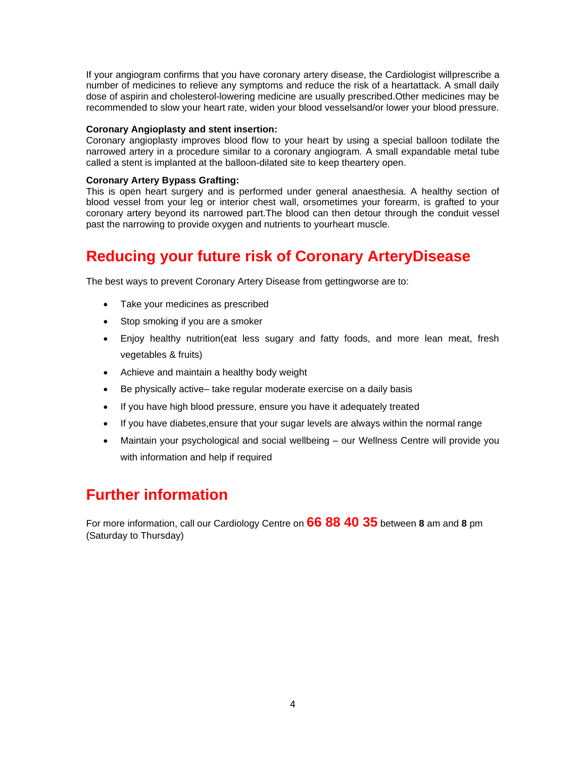If your angiogram confirms that you have coronary artery disease, the Cardiologist willprescribe a number of medicines to relieve any symptoms and reduce the risk of a heartattack. A small daily dose of aspirin and cholesterol-lowering medicine are usually prescribed.Other medicines may be recommended to slow your heart rate, widen your blood vesselsand/or lower your blood pressure.

**Coronary Angioplasty and stent insertion:**
Coronary angioplasty improves blood flow to your heart by using a special balloon todilate the narrowed artery in a procedure similar to a coronary angiogram. A small expandable metal tube called a stent is implanted at the balloon-dilated site to keep theartery open.

**Coronary Artery Bypass Grafting:**
This is open heart surgery and is performed under general anaesthesia. A healthy section of blood vessel from your leg or interior chest wall, orsometimes your forearm, is grafted to your coronary artery beyond its narrowed part.The blood can then detour through the conduit vessel past the narrowing to provide oxygen and nutrients to yourheart muscle.

## Reducing your future risk of Coronary ArteryDisease

The best ways to prevent Coronary Artery Disease from gettingworse are to:

- Take your medicines as prescribed
- Stop smoking if you are a smoker
- Enjoy healthy nutrition(eat less sugary and fatty foods, and more lean meat, fresh vegetables & fruits)
- Achieve and maintain a healthy body weight
- Be physically active– take regular moderate exercise on a daily basis
- If you have high blood pressure, ensure you have it adequately treated
- If you have diabetes,ensure that your sugar levels are always within the normal range
- Maintain your psychological and social wellbeing – our Wellness Centre will provide you with information and help if required

## Further information

For more information, call our Cardiology Centre on **66 88 40 35** between **8** am and **8** pm (Saturday to Thursday)